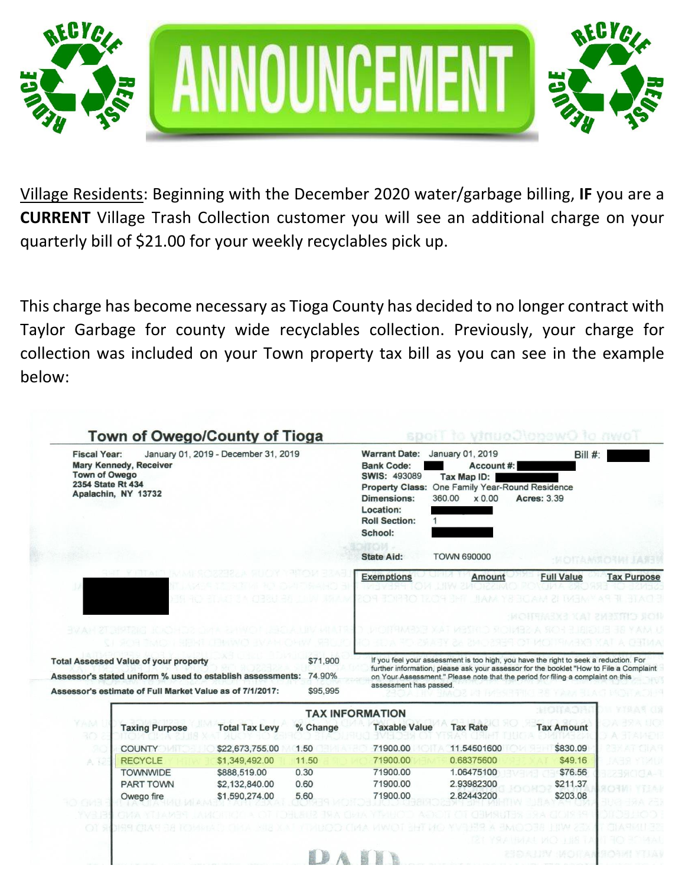# ANNOUNCEMENT

Village Residents: Beginning with the December 2020 water/garbage billing, **IF** you are a **CURRENT** Village Trash Collection customer you will see an additional charge on your quarterly bill of $21.00 for your weekly recyclables pick up.

This charge has become necessary as Tioga County has decided to no longer contract with Taylor Garbage for county wide recyclables collection. Previously, your charge for collection was included on your Town property tax bill as you can see in the example below:

**Town of Owego/County of Tioga**

**Fiscal Year:** January 01, 2019 - December 31, 2019
**Mary Kennedy, Receiver**
**Town of Owego**
**2354 State Rt 434**
**Apalachin, NY 13732**

**Warrant Date:** January 01, 2019 **Bill #:**
**Bank Code:** **Account #:**
**SWIS:** 493089 **Tax Map ID:**
**Property Class:** One Family Year-Round Residence
**Dimensions:** 360.00 x 0.00 **Acres:** 3.39
**Location:**
**Roll Section:** 1
**School:**
**State Aid:** TOWN 690000

| Exemptions | Amount | Full Value | Tax Purpose |
|---|---|---|---|

| | |
|---|---|
| Total Assessed Value of your property | $71,900 |
| Assessor's stated uniform % used to establish assessments: | 74.90% |
| Assessor's estimate of Full Market Value as of 7/1/2017: | $95,995 |

If you feel your assessment is too high, you have the right to seek a reduction. For further information, please ask your assessor for the booklet "How to File a Complaint on Your Assessment." Please note that the period for filing a complaint on this assessment has passed.

**TAX INFORMATION**

| Taxing Purpose | Total Tax Levy | % Change | Taxable Value | Tax Rate | Tax Amount |
|---|---|---|---|---|---|
| COUNTY | $22,673,755.00 | 1.50 | 71900.00 | 11.54501600 | $830.09 |
| RECYCLE | $1,349,492.00 | 11.50 | 71900.00 | 0.68375600 | $49.16 |
| TOWNWIDE | $888,519.00 | 0.30 | 71900.00 | 1.06475100 | $76.56 |
| PART TOWN | $2,132,840.00 | 0.60 | 71900.00 | 2.93982300 | $211.37 |
| Owego fire | $1,590,274.00 | 5.60 | 71900.00 | 2.82443200 | $203.08 |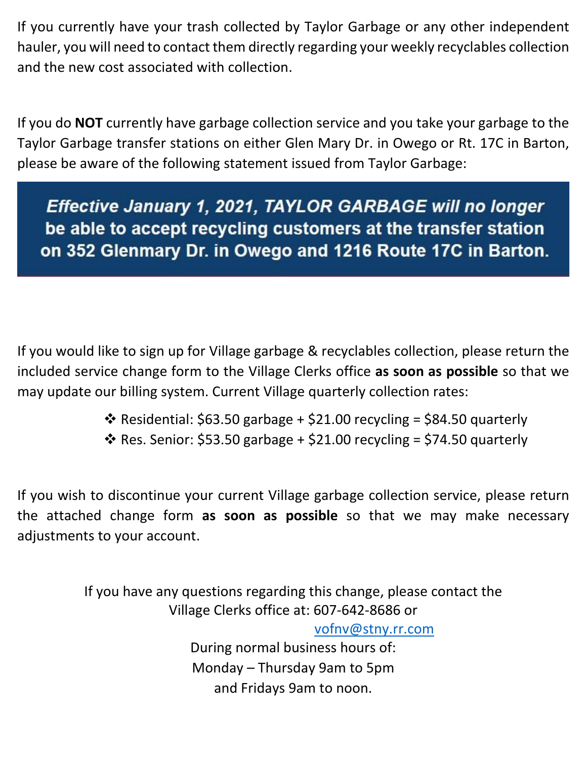If you currently have your trash collected by Taylor Garbage or any other independent hauler, you will need to contact them directly regarding your weekly recyclables collection and the new cost associated with collection.

If you do **NOT** currently have garbage collection service and you take your garbage to the Taylor Garbage transfer stations on either Glen Mary Dr. in Owego or Rt. 17C in Barton, please be aware of the following statement issued from Taylor Garbage:

> ***Effective January 1, 2021, TAYLOR GARBAGE will no longer be able to accept recycling customers at the transfer station on 352 Glenmary Dr. in Owego and 1216 Route 17C in Barton.***

If you would like to sign up for Village garbage & recyclables collection, please return the included service change form to the Village Clerks office **as soon as possible** so that we may update our billing system. Current Village quarterly collection rates:

- Residential: $63.50 garbage + $21.00 recycling = $84.50 quarterly
- Res. Senior: $53.50 garbage + $21.00 recycling = $74.50 quarterly

If you wish to discontinue your current Village garbage collection service, please return the attached change form **as soon as possible** so that we may make necessary adjustments to your account.

If you have any questions regarding this change, please contact the Village Clerks office at: 607-642-8686 or vofnv@stny.rr.com
During normal business hours of:
Monday – Thursday 9am to 5pm
and Fridays 9am to noon.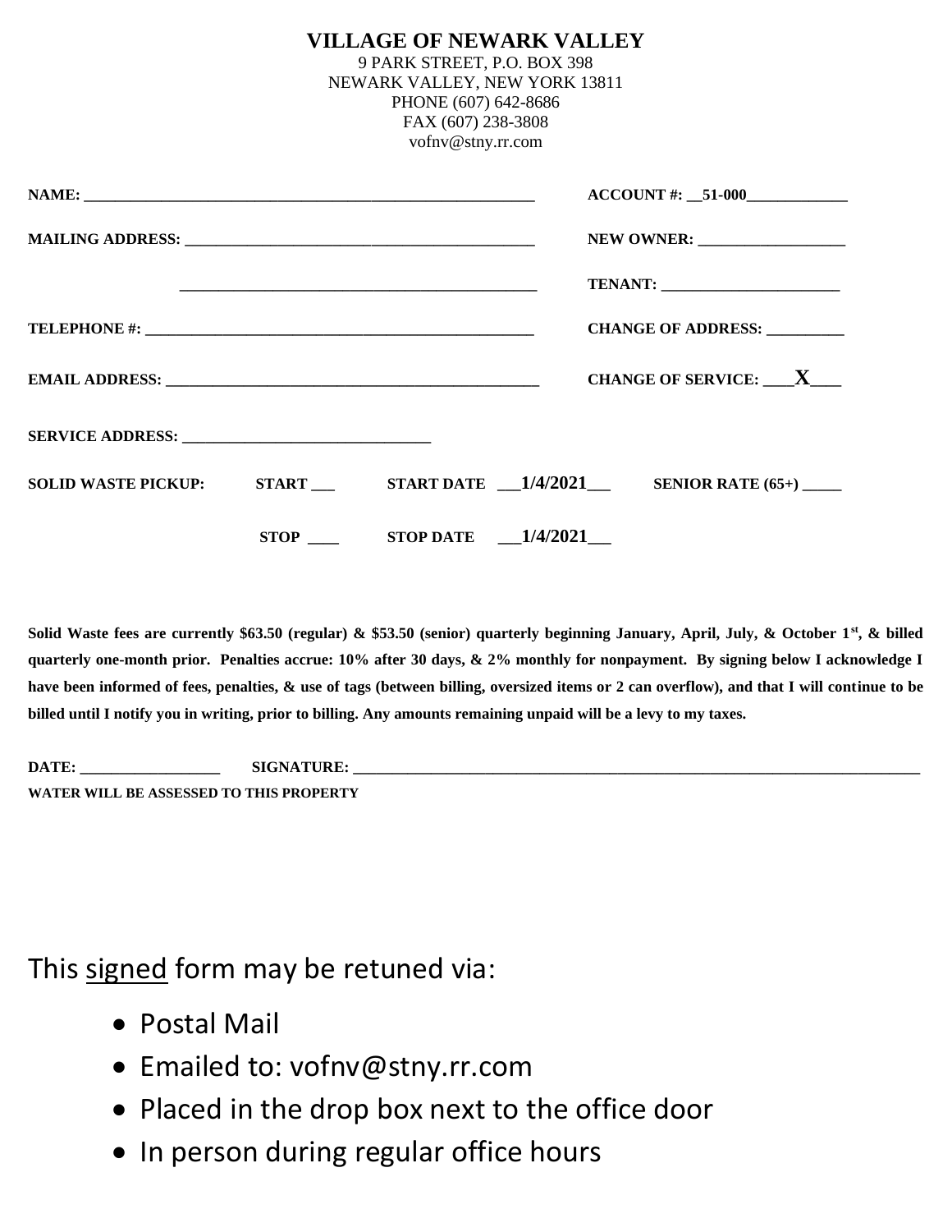**VILLAGE OF NEWARK VALLEY**
9 PARK STREET, P.O. BOX 398
NEWARK VALLEY, NEW YORK 13811
PHONE (607) 642-8686
FAX (607) 238-3808
vofnv@stny.rr.com

**NAME:** ______________________________________________ **ACCOUNT #:** __51-000____________

**MAILING ADDRESS:** ______________________________________ **NEW OWNER:** ________________

______________________________________ **TENANT:** ____________________

**TELEPHONE #:** __________________________________________ **CHANGE OF ADDRESS:** _________

**EMAIL ADDRESS:** ________________________________________ **CHANGE OF SERVICE:** ___**X**___

**SERVICE ADDRESS:** ___________________________

**SOLID WASTE PICKUP:** **START** ___ **START DATE** __**1/4/2021**__ **SENIOR RATE (65+)** _____

**STOP** ___ **STOP DATE** __**1/4/2021**__

**Solid Waste fees are currently $63.50 (regular) & $53.50 (senior) quarterly beginning January, April, July, & October 1st, & billed quarterly one-month prior. Penalties accrue: 10% after 30 days, & 2% monthly for nonpayment. By signing below I acknowledge I have been informed of fees, penalties, & use of tags (between billing, oversized items or 2 can overflow), and that I will continue to be billed until I notify you in writing, prior to billing. Any amounts remaining unpaid will be a levy to my taxes.**

**DATE:** ________________ **SIGNATURE:** ______________________________________________________________

**WATER WILL BE ASSESSED TO THIS PROPERTY**

This signed form may be retuned via:

- Postal Mail
- Emailed to: vofnv@stny.rr.com
- Placed in the drop box next to the office door
- In person during regular office hours